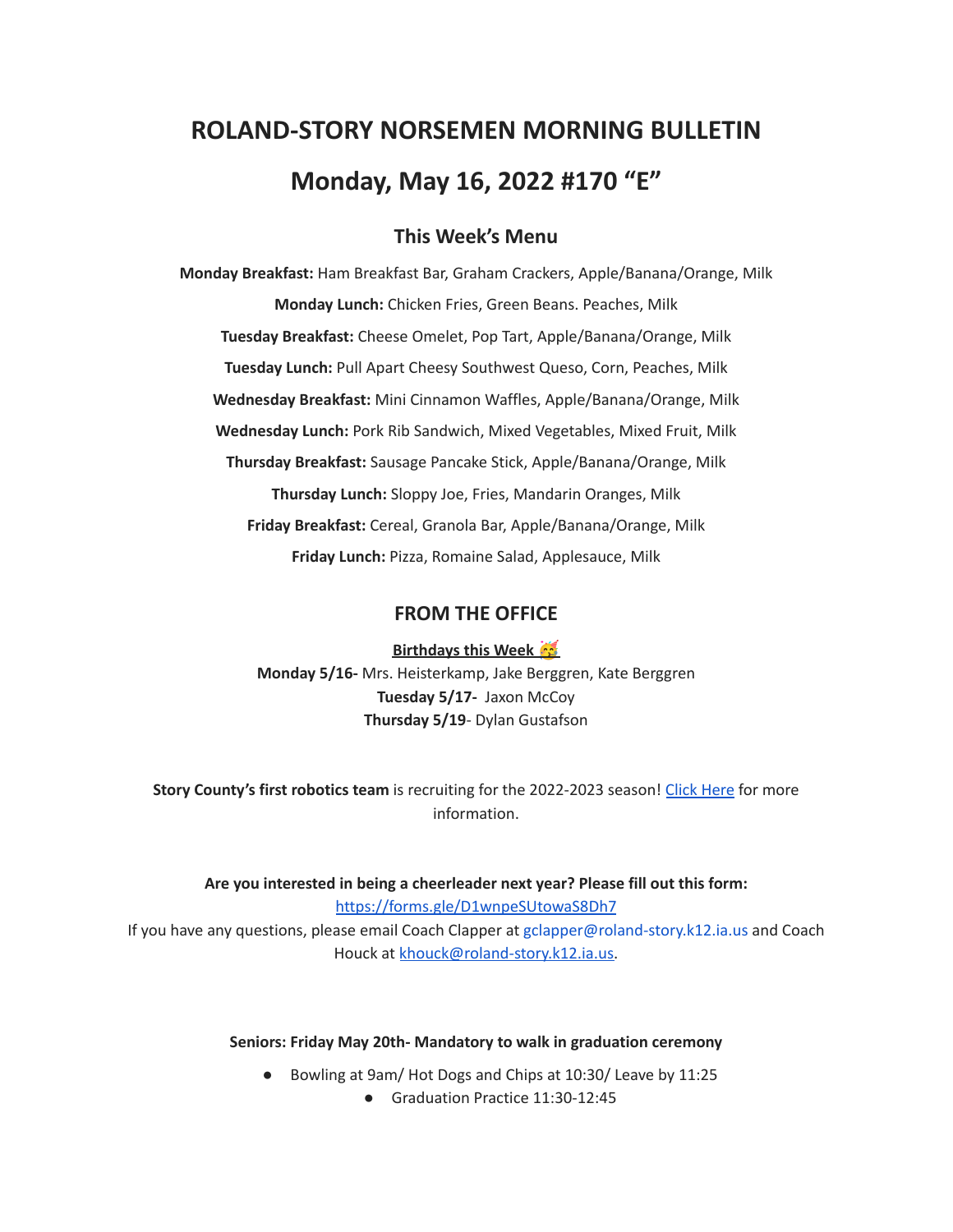# ROLAND-STORY NORSEMEN MORNING BULLETIN

# Monday, May 16, 2022 #170 "E"

## This Week's Menu

**Monday Breakfast:** Ham Breakfast Bar, Graham Crackers, Apple/Banana/Orange, Milk

**Monday Lunch:** Chicken Fries, Green Beans. Peaches, Milk

**Tuesday Breakfast:** Cheese Omelet, Pop Tart, Apple/Banana/Orange, Milk

**Tuesday Lunch:** Pull Apart Cheesy Southwest Queso, Corn, Peaches, Milk

**Wednesday Breakfast:** Mini Cinnamon Waffles, Apple/Banana/Orange, Milk

**Wednesday Lunch:** Pork Rib Sandwich, Mixed Vegetables, Mixed Fruit, Milk

**Thursday Breakfast:** Sausage Pancake Stick, Apple/Banana/Orange, Milk

**Thursday Lunch:** Sloppy Joe, Fries, Mandarin Oranges, Milk

**Friday Breakfast:** Cereal, Granola Bar, Apple/Banana/Orange, Milk

**Friday Lunch:** Pizza, Romaine Salad, Applesauce, Milk

## FROM THE OFFICE

**Birthdays this Week 🥳**

**Monday 5/16-** Mrs. Heisterkamp, Jake Berggren, Kate Berggren
**Tuesday 5/17-** Jaxon McCoy
**Thursday 5/19**- Dylan Gustafson

**Story County's first robotics team** is recruiting for the 2022-2023 season! Click Here for more information.

**Are you interested in being a cheerleader next year? Please fill out this form:**
https://forms.gle/D1wnpeSUtowaS8Dh7
If you have any questions, please email Coach Clapper at gclapper@roland-story.k12.ia.us and Coach Houck at khouck@roland-story.k12.ia.us.

**Seniors: Friday May 20th- Mandatory to walk in graduation ceremony**

- Bowling at 9am/ Hot Dogs and Chips at 10:30/ Leave by 11:25
  - Graduation Practice 11:30-12:45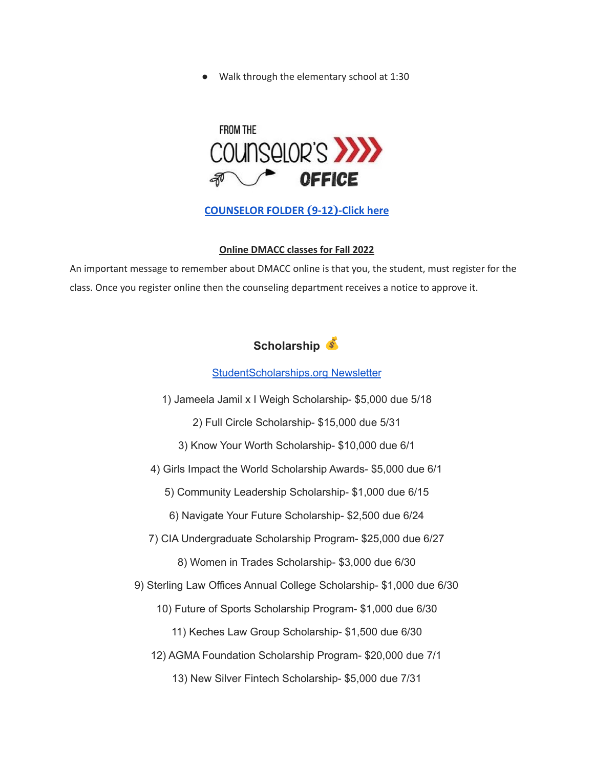- Walk through the elementary school at 1:30

FROM THE COUNSELOR'S OFFICE

**[COUNSELOR FOLDER (9-12)-Click here]**

**Online DMACC classes for Fall 2022**

An important message to remember about DMACC online is that you, the student, must register for the class. Once you register online then the counseling department receives a notice to approve it.

### Scholarship 💰

StudentScholarships.org Newsletter

1) Jameela Jamil x I Weigh Scholarship- $5,000 due 5/18

2) Full Circle Scholarship- $15,000 due 5/31

3) Know Your Worth Scholarship- $10,000 due 6/1

4) Girls Impact the World Scholarship Awards- $5,000 due 6/1

5) Community Leadership Scholarship- $1,000 due 6/15

6) Navigate Your Future Scholarship- $2,500 due 6/24

7) CIA Undergraduate Scholarship Program- $25,000 due 6/27

8) Women in Trades Scholarship- $3,000 due 6/30

9) Sterling Law Offices Annual College Scholarship- $1,000 due 6/30

10) Future of Sports Scholarship Program- $1,000 due 6/30

11) Keches Law Group Scholarship- $1,500 due 6/30

12) AGMA Foundation Scholarship Program- $20,000 due 7/1

13) New Silver Fintech Scholarship- $5,000 due 7/31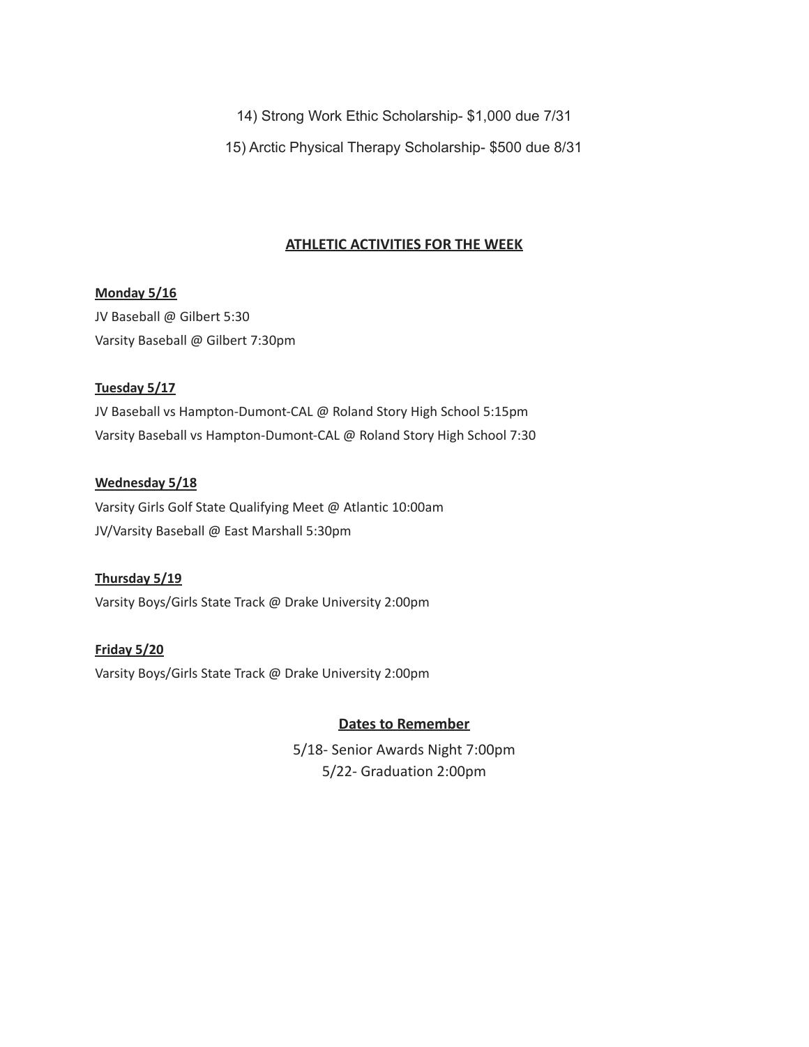14) Strong Work Ethic Scholarship- $1,000 due 7/31

15) Arctic Physical Therapy Scholarship- $500 due 8/31

## ATHLETIC ACTIVITIES FOR THE WEEK

**Monday 5/16**
JV Baseball @ Gilbert 5:30
Varsity Baseball @ Gilbert 7:30pm

**Tuesday 5/17**
JV Baseball vs Hampton-Dumont-CAL @ Roland Story High School 5:15pm
Varsity Baseball vs Hampton-Dumont-CAL @ Roland Story High School 7:30

**Wednesday 5/18**
Varsity Girls Golf State Qualifying Meet @ Atlantic 10:00am
JV/Varsity Baseball @ East Marshall 5:30pm

**Thursday 5/19**
Varsity Boys/Girls State Track @ Drake University 2:00pm

**Friday 5/20**
Varsity Boys/Girls State Track @ Drake University 2:00pm

## Dates to Remember

5/18- Senior Awards Night 7:00pm
5/22- Graduation 2:00pm